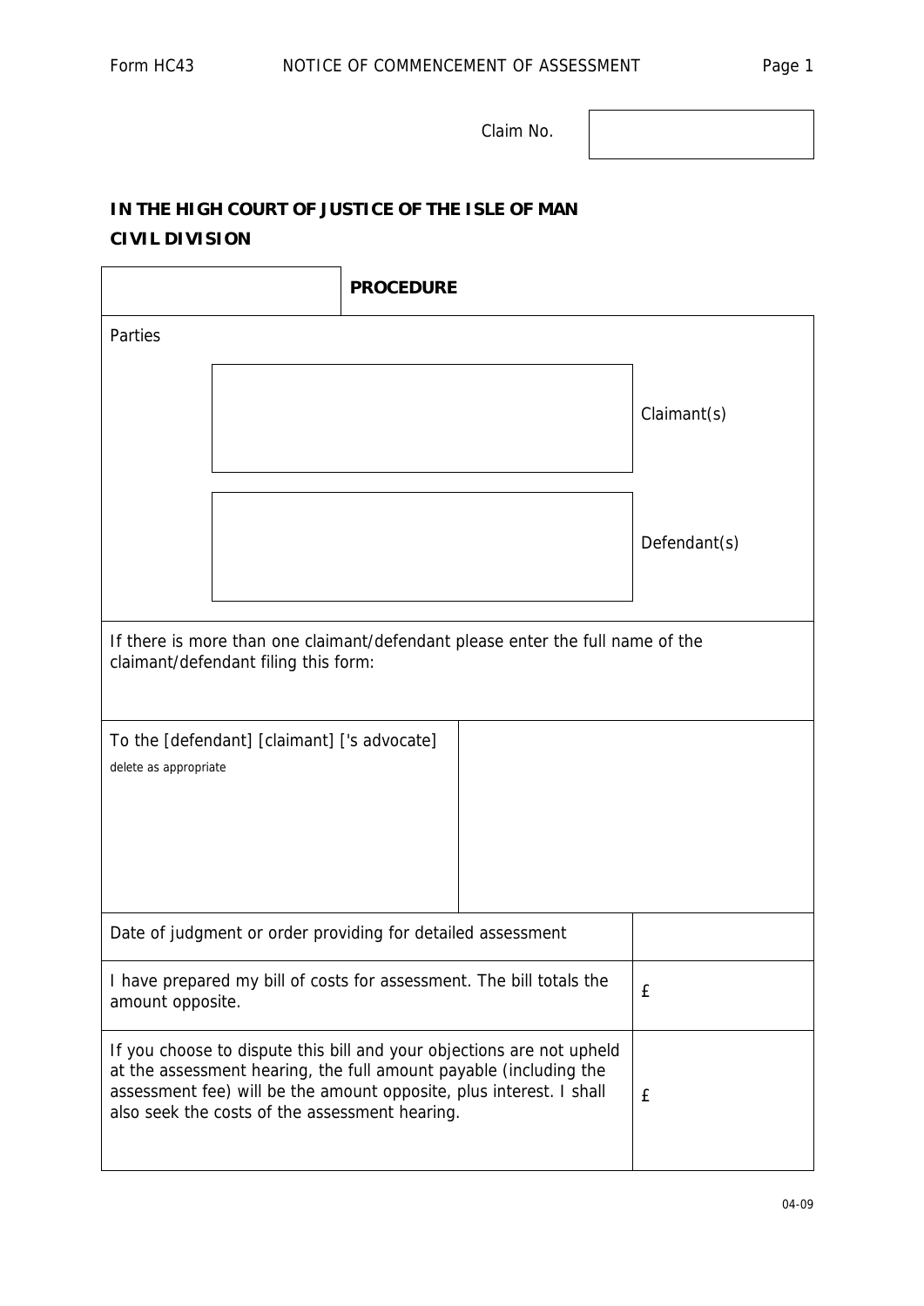# NOTICE OF COMMENCEMENT OF ASSESSMENT

Form HC43

Claim No.

**IN THE HIGH COURT OF JUSTICE OF THE ISLE OF MAN**

**CIVIL DIVISION**

| | **PROCEDURE** |
|---|---|

Parties

| | |
|---|---|
| | Claimant(s) |
| | Defendant(s) |

If there is more than one claimant/defendant please enter the full name of the claimant/defendant filing this form:

| | |
|---|---|
| To the [defendant] [claimant] ['s advocate]<br>delete as appropriate | |
| Date of judgment or order providing for detailed assessment | |
| I have prepared my bill of costs for assessment. The bill totals the amount opposite. | £ |
| If you choose to dispute this bill and your objections are not upheld at the assessment hearing, the full amount payable (including the assessment fee) will be the amount opposite, plus interest. I shall also seek the costs of the assessment hearing. | £ |

04-09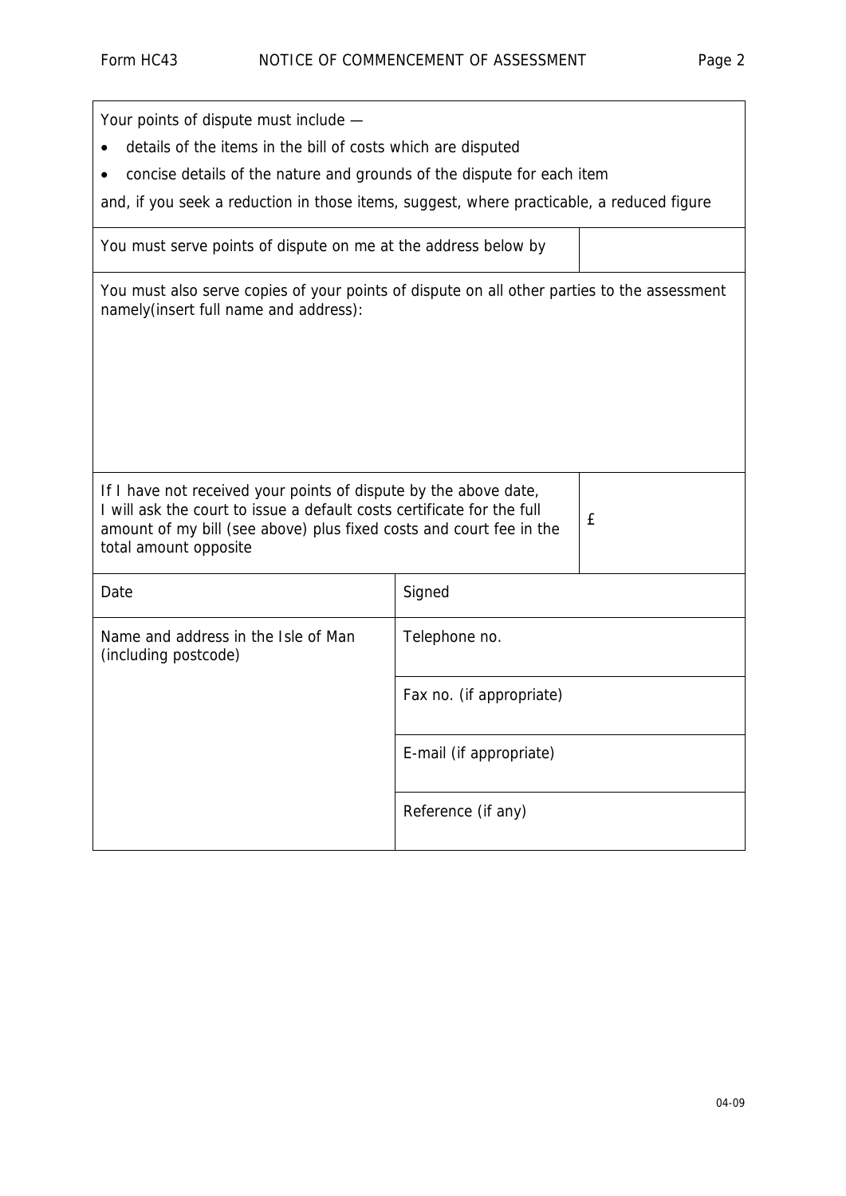Your points of dispute must include —

- details of the items in the bill of costs which are disputed
- concise details of the nature and grounds of the dispute for each item

and, if you seek a reduction in those items, suggest, where practicable, a reduced figure

| | |
|---|---|
| You must serve points of dispute on me at the address below by | |

You must also serve copies of your points of dispute on all other parties to the assessment namely(insert full name and address):

| | |
|---|---|
| If I have not received your points of dispute by the above date, I will ask the court to issue a default costs certificate for the full amount of my bill (see above) plus fixed costs and court fee in the total amount opposite | £ |

| | |
|---|---|
| Date | Signed |
| Name and address in the Isle of Man (including postcode) | Telephone no. |
| | Fax no. (if appropriate) |
| | E-mail (if appropriate) |
| | Reference (if any) |

04-09